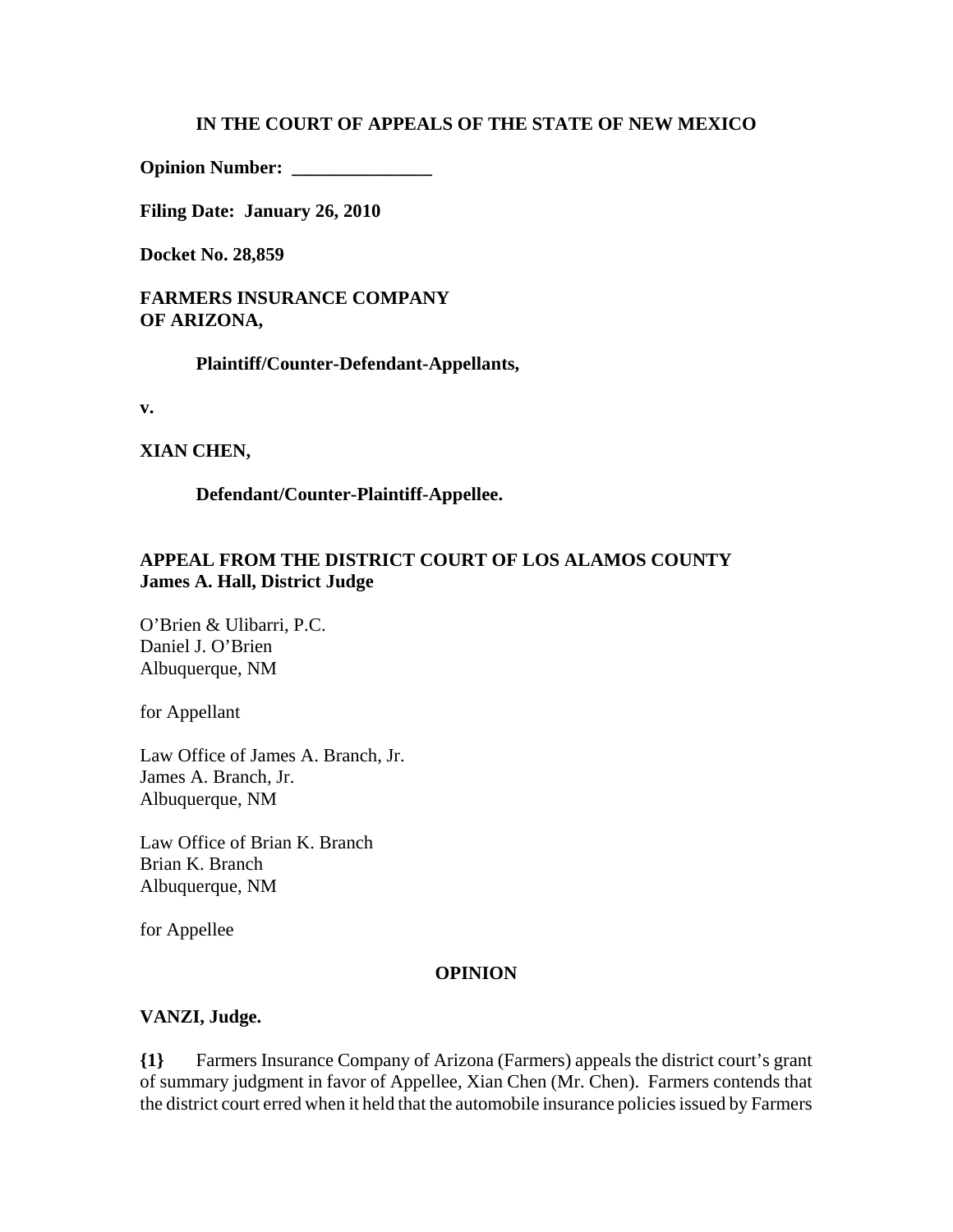**IN THE COURT OF APPEALS OF THE STATE OF NEW MEXICO**

**Opinion Number: _______________**

**Filing Date: January 26, 2010**

**Docket No. 28,859**

**FARMERS INSURANCE COMPANY OF ARIZONA,**

**Plaintiff/Counter-Defendant-Appellants,**

**v.**

**XIAN CHEN,**

**Defendant/Counter-Plaintiff-Appellee.**

**APPEAL FROM THE DISTRICT COURT OF LOS ALAMOS COUNTY**
**James A. Hall, District Judge**

O'Brien & Ulibarri, P.C.
Daniel J. O'Brien
Albuquerque, NM

for Appellant

Law Office of James A. Branch, Jr.
James A. Branch, Jr.
Albuquerque, NM

Law Office of Brian K. Branch
Brian K. Branch
Albuquerque, NM

for Appellee

**OPINION**

**VANZI, Judge.**

**{1}** Farmers Insurance Company of Arizona (Farmers) appeals the district court's grant of summary judgment in favor of Appellee, Xian Chen (Mr. Chen). Farmers contends that the district court erred when it held that the automobile insurance policies issued by Farmers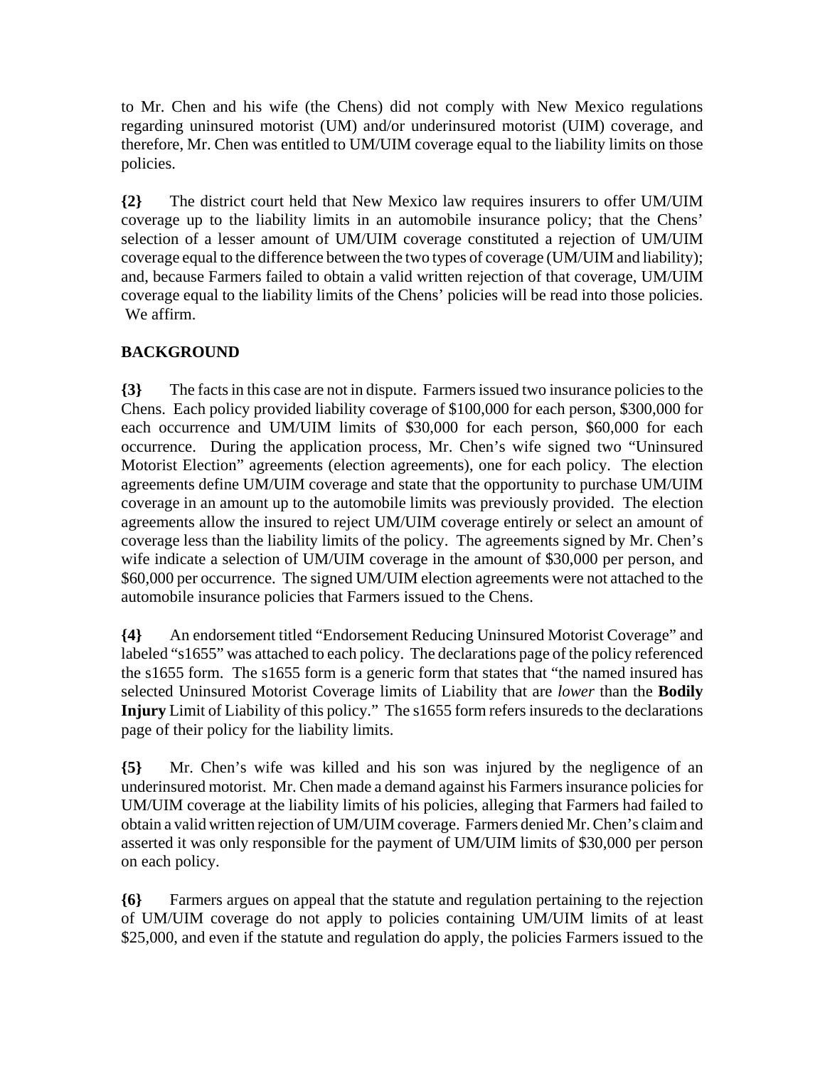to Mr. Chen and his wife (the Chens) did not comply with New Mexico regulations regarding uninsured motorist (UM) and/or underinsured motorist (UIM) coverage, and therefore, Mr. Chen was entitled to UM/UIM coverage equal to the liability limits on those policies.

**{2}** The district court held that New Mexico law requires insurers to offer UM/UIM coverage up to the liability limits in an automobile insurance policy; that the Chens' selection of a lesser amount of UM/UIM coverage constituted a rejection of UM/UIM coverage equal to the difference between the two types of coverage (UM/UIM and liability); and, because Farmers failed to obtain a valid written rejection of that coverage, UM/UIM coverage equal to the liability limits of the Chens' policies will be read into those policies. We affirm.

## BACKGROUND

**{3}** The facts in this case are not in dispute. Farmers issued two insurance policies to the Chens. Each policy provided liability coverage of $100,000 for each person, $300,000 for each occurrence and UM/UIM limits of $30,000 for each person, $60,000 for each occurrence. During the application process, Mr. Chen's wife signed two "Uninsured Motorist Election" agreements (election agreements), one for each policy. The election agreements define UM/UIM coverage and state that the opportunity to purchase UM/UIM coverage in an amount up to the automobile limits was previously provided. The election agreements allow the insured to reject UM/UIM coverage entirely or select an amount of coverage less than the liability limits of the policy. The agreements signed by Mr. Chen's wife indicate a selection of UM/UIM coverage in the amount of $30,000 per person, and $60,000 per occurrence. The signed UM/UIM election agreements were not attached to the automobile insurance policies that Farmers issued to the Chens.

**{4}** An endorsement titled "Endorsement Reducing Uninsured Motorist Coverage" and labeled "s1655" was attached to each policy. The declarations page of the policy referenced the s1655 form. The s1655 form is a generic form that states that "the named insured has selected Uninsured Motorist Coverage limits of Liability that are *lower* than the **Bodily Injury** Limit of Liability of this policy." The s1655 form refers insureds to the declarations page of their policy for the liability limits.

**{5}** Mr. Chen's wife was killed and his son was injured by the negligence of an underinsured motorist. Mr. Chen made a demand against his Farmers insurance policies for UM/UIM coverage at the liability limits of his policies, alleging that Farmers had failed to obtain a valid written rejection of UM/UIM coverage. Farmers denied Mr. Chen's claim and asserted it was only responsible for the payment of UM/UIM limits of $30,000 per person on each policy.

**{6}** Farmers argues on appeal that the statute and regulation pertaining to the rejection of UM/UIM coverage do not apply to policies containing UM/UIM limits of at least $25,000, and even if the statute and regulation do apply, the policies Farmers issued to the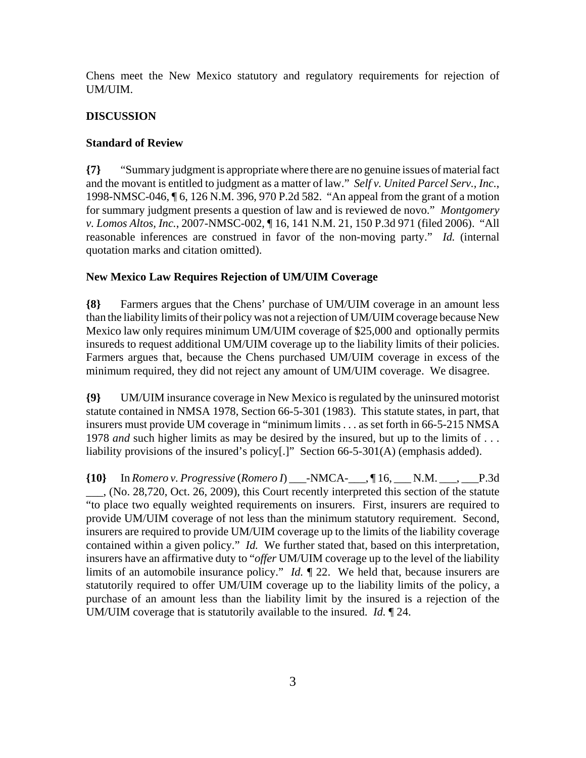Chens meet the New Mexico statutory and regulatory requirements for rejection of UM/UIM.

**DISCUSSION**

**Standard of Review**

**{7}** "Summary judgment is appropriate where there are no genuine issues of material fact and the movant is entitled to judgment as a matter of law." *Self v. United Parcel Serv., Inc.*, 1998-NMSC-046, ¶ 6, 126 N.M. 396, 970 P.2d 582. "An appeal from the grant of a motion for summary judgment presents a question of law and is reviewed de novo." *Montgomery v. Lomos Altos, Inc.*, 2007-NMSC-002, ¶ 16, 141 N.M. 21, 150 P.3d 971 (filed 2006). "All reasonable inferences are construed in favor of the non-moving party." *Id.* (internal quotation marks and citation omitted).

**New Mexico Law Requires Rejection of UM/UIM Coverage**

**{8}** Farmers argues that the Chens' purchase of UM/UIM coverage in an amount less than the liability limits of their policy was not a rejection of UM/UIM coverage because New Mexico law only requires minimum UM/UIM coverage of $25,000 and optionally permits insureds to request additional UM/UIM coverage up to the liability limits of their policies. Farmers argues that, because the Chens purchased UM/UIM coverage in excess of the minimum required, they did not reject any amount of UM/UIM coverage. We disagree.

**{9}** UM/UIM insurance coverage in New Mexico is regulated by the uninsured motorist statute contained in NMSA 1978, Section 66-5-301 (1983). This statute states, in part, that insurers must provide UM coverage in "minimum limits . . . as set forth in 66-5-215 NMSA 1978 *and* such higher limits as may be desired by the insured, but up to the limits of . . . liability provisions of the insured's policy[.]" Section 66-5-301(A) (emphasis added).

**{10}** In *Romero v. Progressive* (*Romero I*) ___-NMCA-___, ¶ 16, ___ N.M. ___, ___P.3d ___, (No. 28,720, Oct. 26, 2009), this Court recently interpreted this section of the statute "to place two equally weighted requirements on insurers. First, insurers are required to provide UM/UIM coverage of not less than the minimum statutory requirement. Second, insurers are required to provide UM/UIM coverage up to the limits of the liability coverage contained within a given policy." *Id.* We further stated that, based on this interpretation, insurers have an affirmative duty to "*offer* UM/UIM coverage up to the level of the liability limits of an automobile insurance policy." *Id.* ¶ 22. We held that, because insurers are statutorily required to offer UM/UIM coverage up to the liability limits of the policy, a purchase of an amount less than the liability limit by the insured is a rejection of the UM/UIM coverage that is statutorily available to the insured. *Id.* ¶ 24.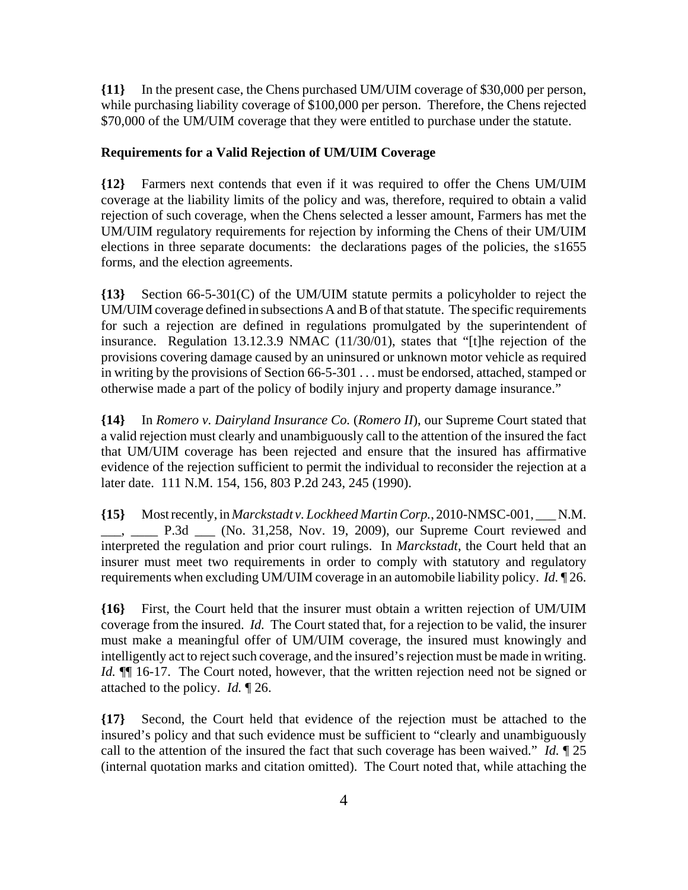**{11}** In the present case, the Chens purchased UM/UIM coverage of $30,000 per person, while purchasing liability coverage of $100,000 per person. Therefore, the Chens rejected $70,000 of the UM/UIM coverage that they were entitled to purchase under the statute.

**Requirements for a Valid Rejection of UM/UIM Coverage**

**{12}** Farmers next contends that even if it was required to offer the Chens UM/UIM coverage at the liability limits of the policy and was, therefore, required to obtain a valid rejection of such coverage, when the Chens selected a lesser amount, Farmers has met the UM/UIM regulatory requirements for rejection by informing the Chens of their UM/UIM elections in three separate documents: the declarations pages of the policies, the s1655 forms, and the election agreements.

**{13}** Section 66-5-301(C) of the UM/UIM statute permits a policyholder to reject the UM/UIM coverage defined in subsections A and B of that statute. The specific requirements for such a rejection are defined in regulations promulgated by the superintendent of insurance. Regulation 13.12.3.9 NMAC (11/30/01), states that "[t]he rejection of the provisions covering damage caused by an uninsured or unknown motor vehicle as required in writing by the provisions of Section 66-5-301 . . . must be endorsed, attached, stamped or otherwise made a part of the policy of bodily injury and property damage insurance."

**{14}** In *Romero v. Dairyland Insurance Co.* (*Romero II*), our Supreme Court stated that a valid rejection must clearly and unambiguously call to the attention of the insured the fact that UM/UIM coverage has been rejected and ensure that the insured has affirmative evidence of the rejection sufficient to permit the individual to reconsider the rejection at a later date. 111 N.M. 154, 156, 803 P.2d 243, 245 (1990).

**{15}** Most recently, in *Marckstadt v. Lockheed Martin Corp.*, 2010-NMSC-001, ___ N.M. ___, ____ P.3d ___ (No. 31,258, Nov. 19, 2009), our Supreme Court reviewed and interpreted the regulation and prior court rulings. In *Marckstadt*, the Court held that an insurer must meet two requirements in order to comply with statutory and regulatory requirements when excluding UM/UIM coverage in an automobile liability policy. *Id.* ¶ 26.

**{16}** First, the Court held that the insurer must obtain a written rejection of UM/UIM coverage from the insured. *Id.* The Court stated that, for a rejection to be valid, the insurer must make a meaningful offer of UM/UIM coverage, the insured must knowingly and intelligently act to reject such coverage, and the insured's rejection must be made in writing. *Id.* ¶¶ 16-17. The Court noted, however, that the written rejection need not be signed or attached to the policy. *Id.* ¶ 26.

**{17}** Second, the Court held that evidence of the rejection must be attached to the insured's policy and that such evidence must be sufficient to "clearly and unambiguously call to the attention of the insured the fact that such coverage has been waived." *Id.* ¶ 25 (internal quotation marks and citation omitted). The Court noted that, while attaching the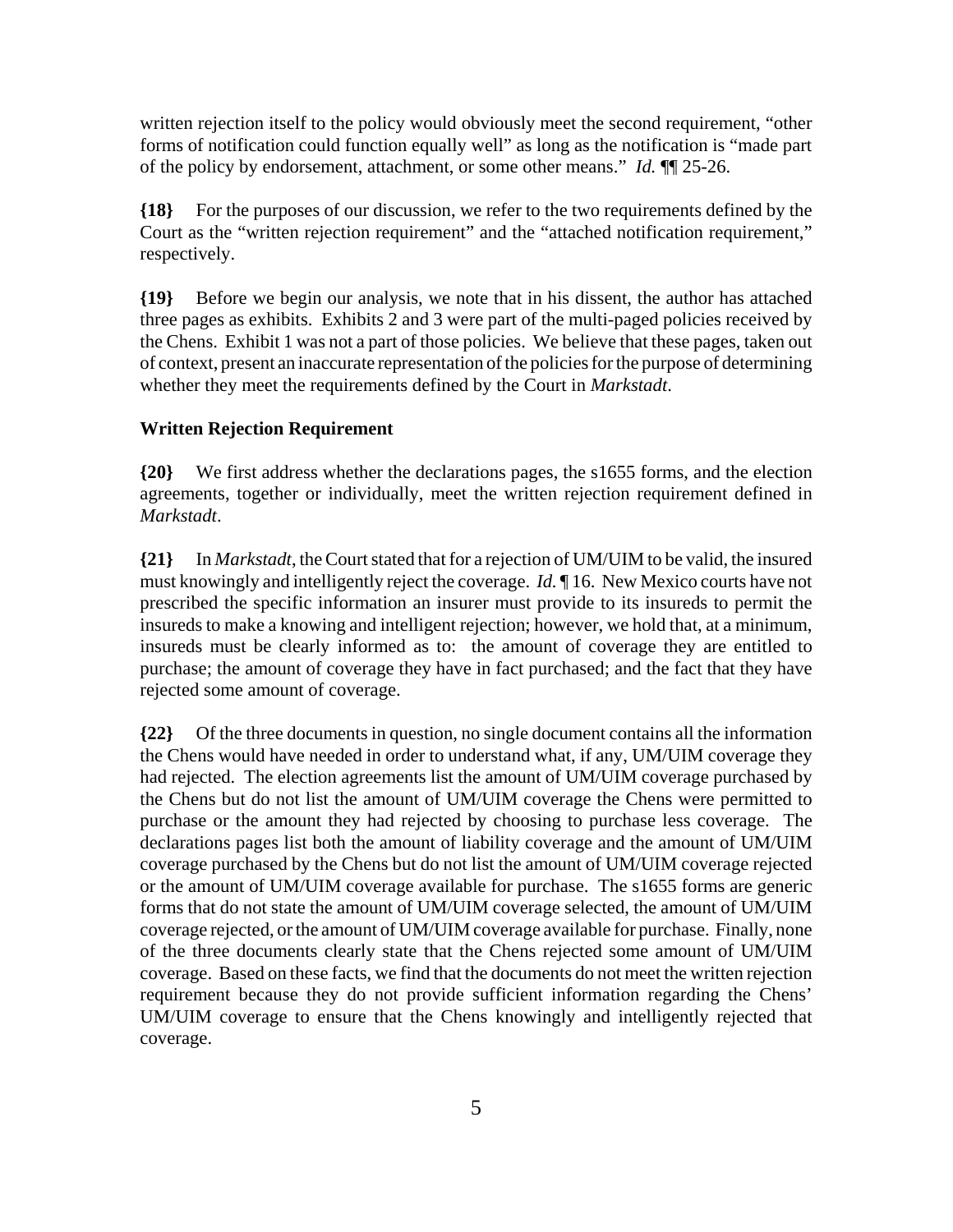written rejection itself to the policy would obviously meet the second requirement, "other forms of notification could function equally well" as long as the notification is "made part of the policy by endorsement, attachment, or some other means." *Id.* ¶¶ 25-26.

**{18}** For the purposes of our discussion, we refer to the two requirements defined by the Court as the "written rejection requirement" and the "attached notification requirement," respectively.

**{19}** Before we begin our analysis, we note that in his dissent, the author has attached three pages as exhibits. Exhibits 2 and 3 were part of the multi-paged policies received by the Chens. Exhibit 1 was not a part of those policies. We believe that these pages, taken out of context, present an inaccurate representation of the policies for the purpose of determining whether they meet the requirements defined by the Court in *Markstadt*.

**Written Rejection Requirement**

**{20}** We first address whether the declarations pages, the s1655 forms, and the election agreements, together or individually, meet the written rejection requirement defined in *Markstadt*.

**{21}** In *Markstadt*, the Court stated that for a rejection of UM/UIM to be valid, the insured must knowingly and intelligently reject the coverage. *Id.* ¶ 16. New Mexico courts have not prescribed the specific information an insurer must provide to its insureds to permit the insureds to make a knowing and intelligent rejection; however, we hold that, at a minimum, insureds must be clearly informed as to: the amount of coverage they are entitled to purchase; the amount of coverage they have in fact purchased; and the fact that they have rejected some amount of coverage.

**{22}** Of the three documents in question, no single document contains all the information the Chens would have needed in order to understand what, if any, UM/UIM coverage they had rejected. The election agreements list the amount of UM/UIM coverage purchased by the Chens but do not list the amount of UM/UIM coverage the Chens were permitted to purchase or the amount they had rejected by choosing to purchase less coverage. The declarations pages list both the amount of liability coverage and the amount of UM/UIM coverage purchased by the Chens but do not list the amount of UM/UIM coverage rejected or the amount of UM/UIM coverage available for purchase. The s1655 forms are generic forms that do not state the amount of UM/UIM coverage selected, the amount of UM/UIM coverage rejected, or the amount of UM/UIM coverage available for purchase. Finally, none of the three documents clearly state that the Chens rejected some amount of UM/UIM coverage. Based on these facts, we find that the documents do not meet the written rejection requirement because they do not provide sufficient information regarding the Chens' UM/UIM coverage to ensure that the Chens knowingly and intelligently rejected that coverage.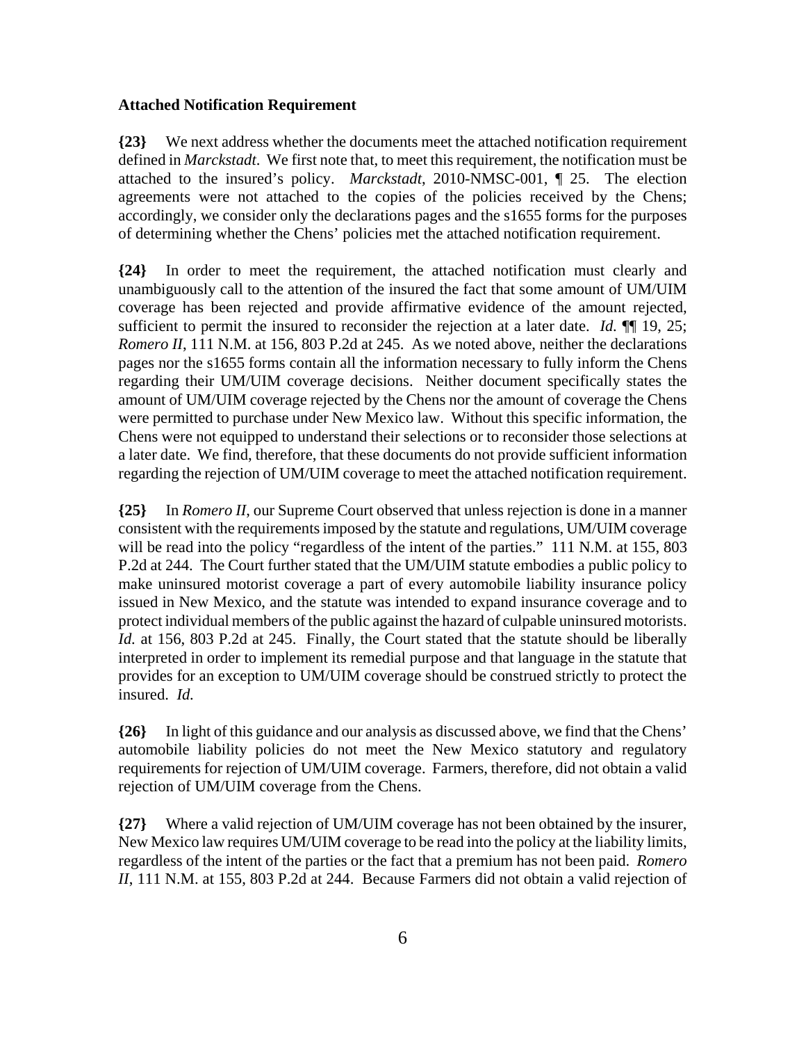**Attached Notification Requirement**

**{23}** We next address whether the documents meet the attached notification requirement defined in *Marckstadt*. We first note that, to meet this requirement, the notification must be attached to the insured's policy. *Marckstadt*, 2010-NMSC-001, ¶ 25. The election agreements were not attached to the copies of the policies received by the Chens; accordingly, we consider only the declarations pages and the s1655 forms for the purposes of determining whether the Chens' policies met the attached notification requirement.

**{24}** In order to meet the requirement, the attached notification must clearly and unambiguously call to the attention of the insured the fact that some amount of UM/UIM coverage has been rejected and provide affirmative evidence of the amount rejected, sufficient to permit the insured to reconsider the rejection at a later date. *Id.* ¶¶ 19, 25; *Romero II*, 111 N.M. at 156, 803 P.2d at 245. As we noted above, neither the declarations pages nor the s1655 forms contain all the information necessary to fully inform the Chens regarding their UM/UIM coverage decisions. Neither document specifically states the amount of UM/UIM coverage rejected by the Chens nor the amount of coverage the Chens were permitted to purchase under New Mexico law. Without this specific information, the Chens were not equipped to understand their selections or to reconsider those selections at a later date. We find, therefore, that these documents do not provide sufficient information regarding the rejection of UM/UIM coverage to meet the attached notification requirement.

**{25}** In *Romero II*, our Supreme Court observed that unless rejection is done in a manner consistent with the requirements imposed by the statute and regulations, UM/UIM coverage will be read into the policy "regardless of the intent of the parties." 111 N.M. at 155, 803 P.2d at 244. The Court further stated that the UM/UIM statute embodies a public policy to make uninsured motorist coverage a part of every automobile liability insurance policy issued in New Mexico, and the statute was intended to expand insurance coverage and to protect individual members of the public against the hazard of culpable uninsured motorists. *Id.* at 156, 803 P.2d at 245. Finally, the Court stated that the statute should be liberally interpreted in order to implement its remedial purpose and that language in the statute that provides for an exception to UM/UIM coverage should be construed strictly to protect the insured. *Id.*

**{26}** In light of this guidance and our analysis as discussed above, we find that the Chens' automobile liability policies do not meet the New Mexico statutory and regulatory requirements for rejection of UM/UIM coverage. Farmers, therefore, did not obtain a valid rejection of UM/UIM coverage from the Chens.

**{27}** Where a valid rejection of UM/UIM coverage has not been obtained by the insurer, New Mexico law requires UM/UIM coverage to be read into the policy at the liability limits, regardless of the intent of the parties or the fact that a premium has not been paid. *Romero II*, 111 N.M. at 155, 803 P.2d at 244. Because Farmers did not obtain a valid rejection of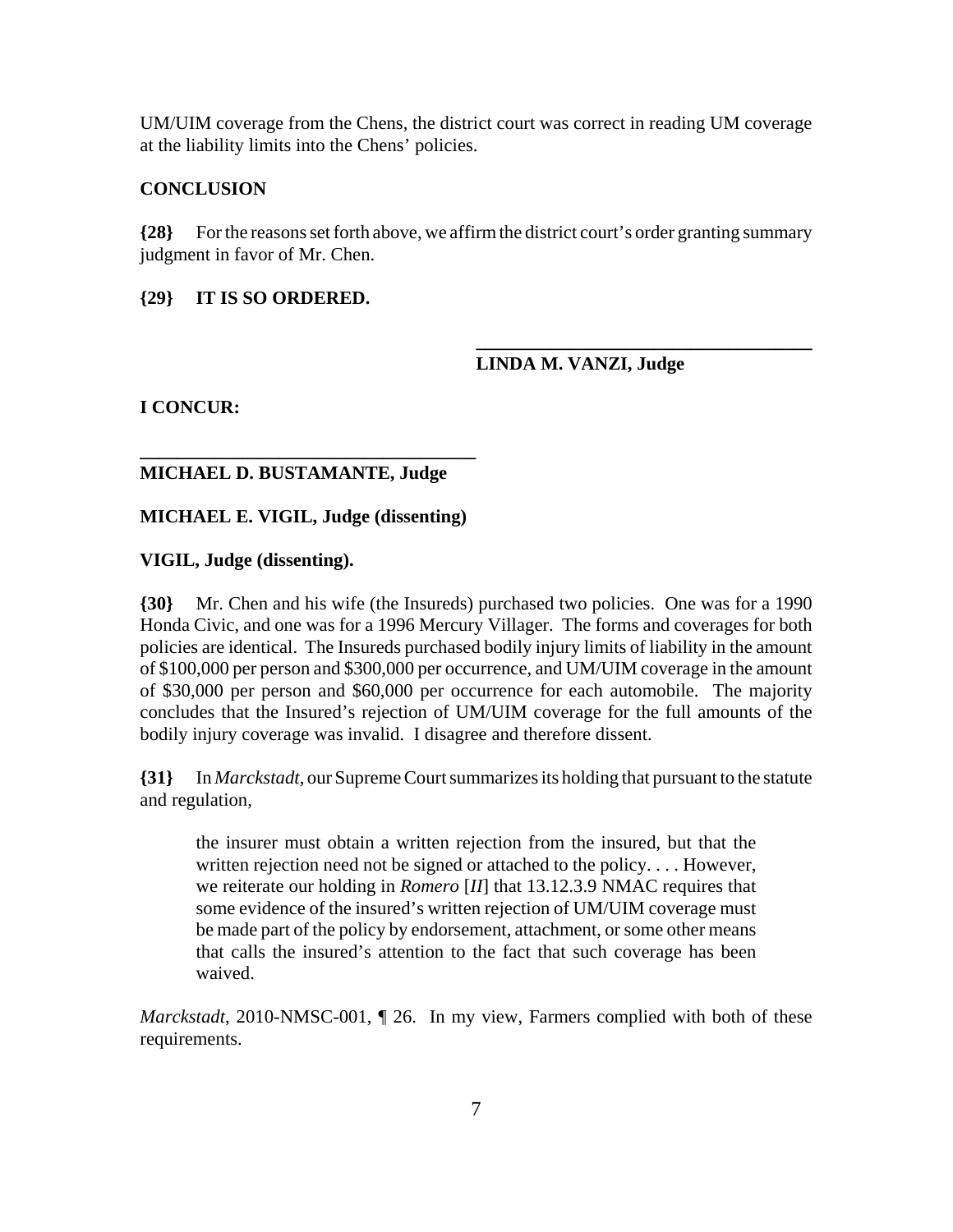UM/UIM coverage from the Chens, the district court was correct in reading UM coverage at the liability limits into the Chens' policies.

## CONCLUSION

**{28}** For the reasons set forth above, we affirm the district court's order granting summary judgment in favor of Mr. Chen.

**{29} IT IS SO ORDERED.**

\_\_\_\_\_\_\_\_\_\_\_\_\_\_\_\_\_\_\_\_\_\_\_\_\_\_\_\_\_\_\_\_\_\_\_\_

**LINDA M. VANZI, Judge**

**I CONCUR:**

\_\_\_\_\_\_\_\_\_\_\_\_\_\_\_\_\_\_\_\_\_\_\_\_\_\_\_\_\_\_\_\_\_\_\_\_

**MICHAEL D. BUSTAMANTE, Judge**

**MICHAEL E. VIGIL, Judge (dissenting)**

**VIGIL, Judge (dissenting).**

**{30}** Mr. Chen and his wife (the Insureds) purchased two policies. One was for a 1990 Honda Civic, and one was for a 1996 Mercury Villager. The forms and coverages for both policies are identical. The Insureds purchased bodily injury limits of liability in the amount of $100,000 per person and $300,000 per occurrence, and UM/UIM coverage in the amount of $30,000 per person and $60,000 per occurrence for each automobile. The majority concludes that the Insured's rejection of UM/UIM coverage for the full amounts of the bodily injury coverage was invalid. I disagree and therefore dissent.

**{31}** In *Marckstadt*, our Supreme Court summarizes its holding that pursuant to the statute and regulation,

> the insurer must obtain a written rejection from the insured, but that the written rejection need not be signed or attached to the policy. . . . However, we reiterate our holding in *Romero* [*II*] that 13.12.3.9 NMAC requires that some evidence of the insured's written rejection of UM/UIM coverage must be made part of the policy by endorsement, attachment, or some other means that calls the insured's attention to the fact that such coverage has been waived.

*Marckstadt*, 2010-NMSC-001, ¶ 26. In my view, Farmers complied with both of these requirements.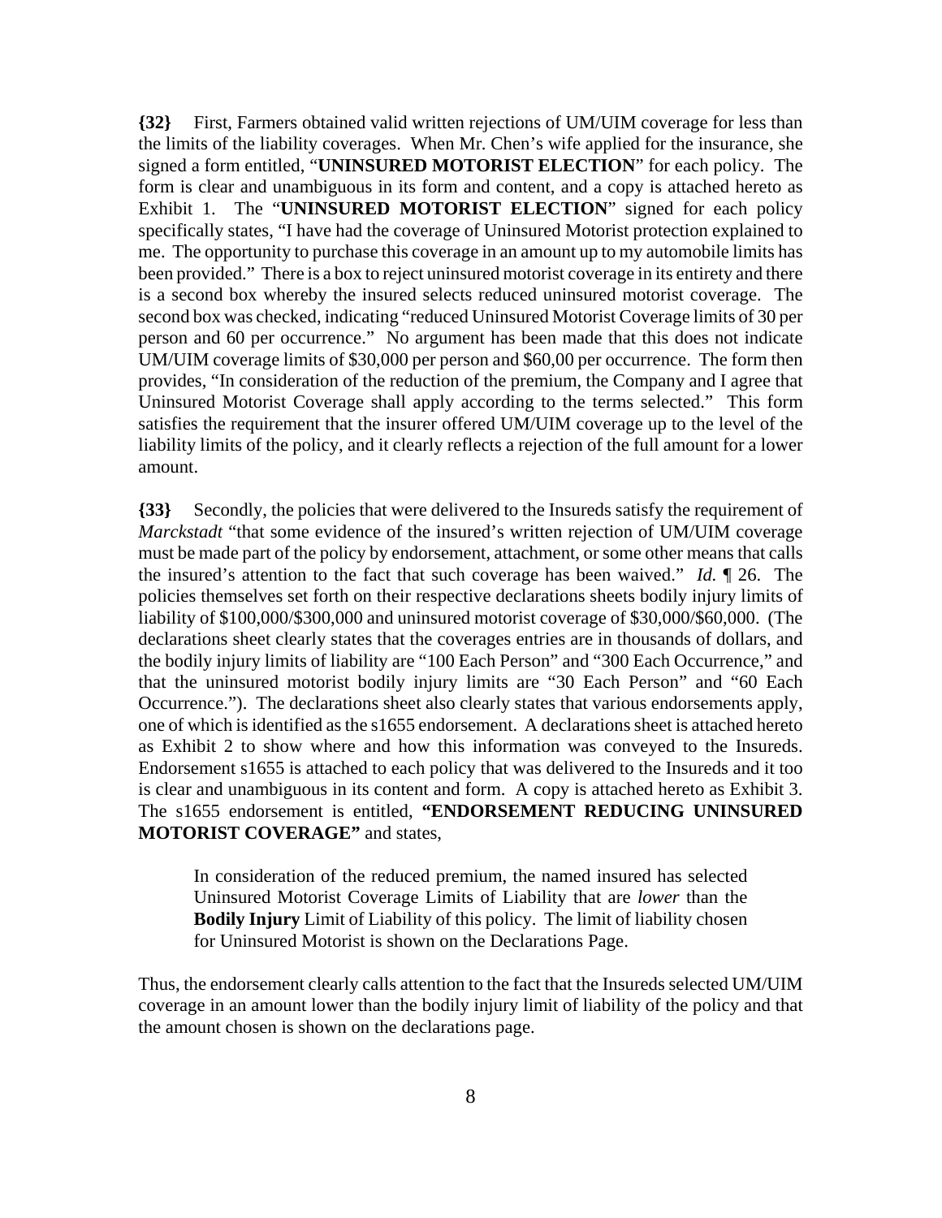**{32}** First, Farmers obtained valid written rejections of UM/UIM coverage for less than the limits of the liability coverages. When Mr. Chen's wife applied for the insurance, she signed a form entitled, "**UNINSURED MOTORIST ELECTION**" for each policy. The form is clear and unambiguous in its form and content, and a copy is attached hereto as Exhibit 1. The "**UNINSURED MOTORIST ELECTION**" signed for each policy specifically states, "I have had the coverage of Uninsured Motorist protection explained to me. The opportunity to purchase this coverage in an amount up to my automobile limits has been provided." There is a box to reject uninsured motorist coverage in its entirety and there is a second box whereby the insured selects reduced uninsured motorist coverage. The second box was checked, indicating "reduced Uninsured Motorist Coverage limits of 30 per person and 60 per occurrence." No argument has been made that this does not indicate UM/UIM coverage limits of $30,000 per person and $60,00 per occurrence. The form then provides, "In consideration of the reduction of the premium, the Company and I agree that Uninsured Motorist Coverage shall apply according to the terms selected." This form satisfies the requirement that the insurer offered UM/UIM coverage up to the level of the liability limits of the policy, and it clearly reflects a rejection of the full amount for a lower amount.

**{33}** Secondly, the policies that were delivered to the Insureds satisfy the requirement of *Marckstadt* "that some evidence of the insured's written rejection of UM/UIM coverage must be made part of the policy by endorsement, attachment, or some other means that calls the insured's attention to the fact that such coverage has been waived." *Id.* ¶ 26. The policies themselves set forth on their respective declarations sheets bodily injury limits of liability of $100,000/$300,000 and uninsured motorist coverage of $30,000/$60,000. (The declarations sheet clearly states that the coverages entries are in thousands of dollars, and the bodily injury limits of liability are "100 Each Person" and "300 Each Occurrence," and that the uninsured motorist bodily injury limits are "30 Each Person" and "60 Each Occurrence."). The declarations sheet also clearly states that various endorsements apply, one of which is identified as the s1655 endorsement. A declarations sheet is attached hereto as Exhibit 2 to show where and how this information was conveyed to the Insureds. Endorsement s1655 is attached to each policy that was delivered to the Insureds and it too is clear and unambiguous in its content and form. A copy is attached hereto as Exhibit 3. The s1655 endorsement is entitled, **"ENDORSEMENT REDUCING UNINSURED MOTORIST COVERAGE"** and states,

> In consideration of the reduced premium, the named insured has selected Uninsured Motorist Coverage Limits of Liability that are *lower* than the **Bodily Injury** Limit of Liability of this policy. The limit of liability chosen for Uninsured Motorist is shown on the Declarations Page.

Thus, the endorsement clearly calls attention to the fact that the Insureds selected UM/UIM coverage in an amount lower than the bodily injury limit of liability of the policy and that the amount chosen is shown on the declarations page.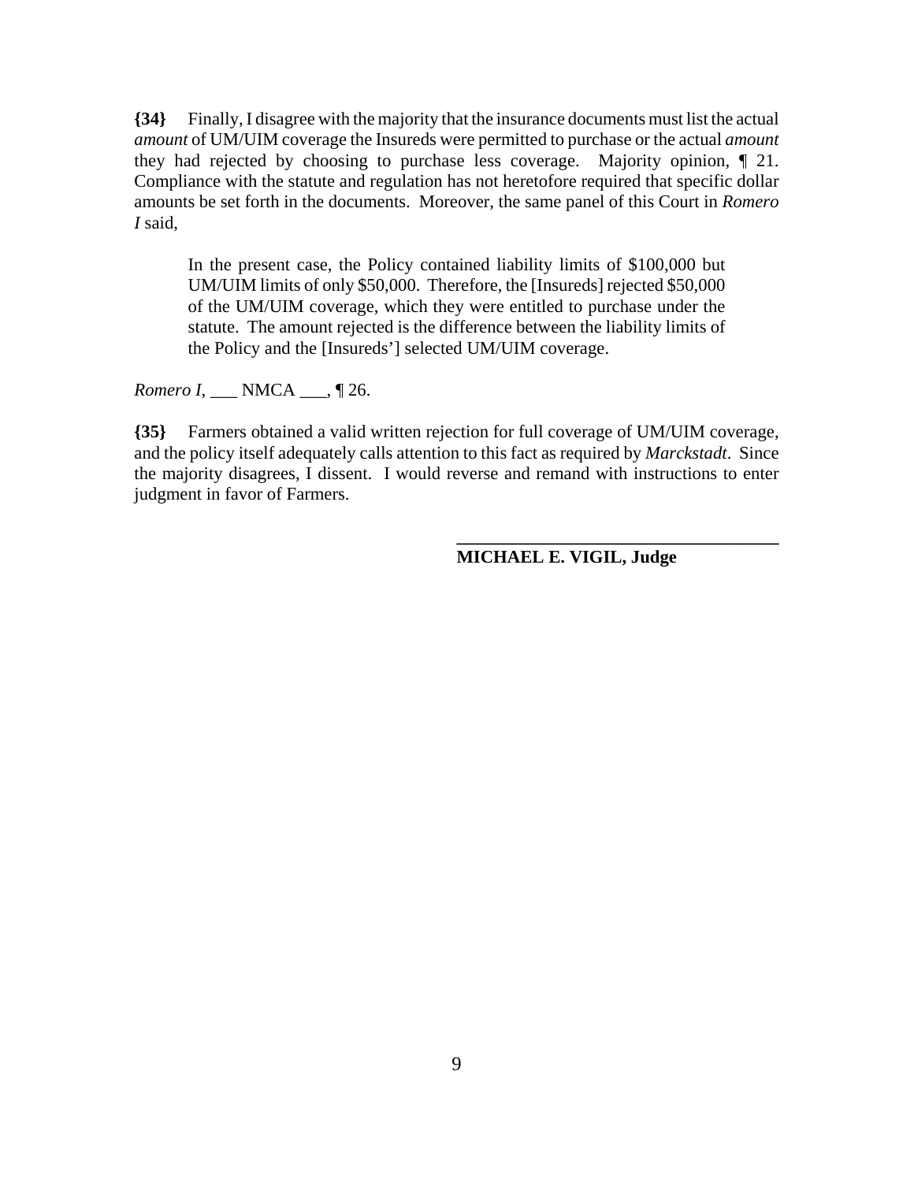**{34}** Finally, I disagree with the majority that the insurance documents must list the actual *amount* of UM/UIM coverage the Insureds were permitted to purchase or the actual *amount* they had rejected by choosing to purchase less coverage. Majority opinion, ¶ 21. Compliance with the statute and regulation has not heretofore required that specific dollar amounts be set forth in the documents. Moreover, the same panel of this Court in *Romero I* said,

> In the present case, the Policy contained liability limits of $100,000 but UM/UIM limits of only $50,000. Therefore, the [Insureds] rejected $50,000 of the UM/UIM coverage, which they were entitled to purchase under the statute. The amount rejected is the difference between the liability limits of the Policy and the [Insureds'] selected UM/UIM coverage.

*Romero I*, ___ NMCA ___, ¶ 26.

**{35}** Farmers obtained a valid written rejection for full coverage of UM/UIM coverage, and the policy itself adequately calls attention to this fact as required by *Marckstadt*. Since the majority disagrees, I dissent. I would reverse and remand with instructions to enter judgment in favor of Farmers.

______________________________________

**MICHAEL E. VIGIL, Judge**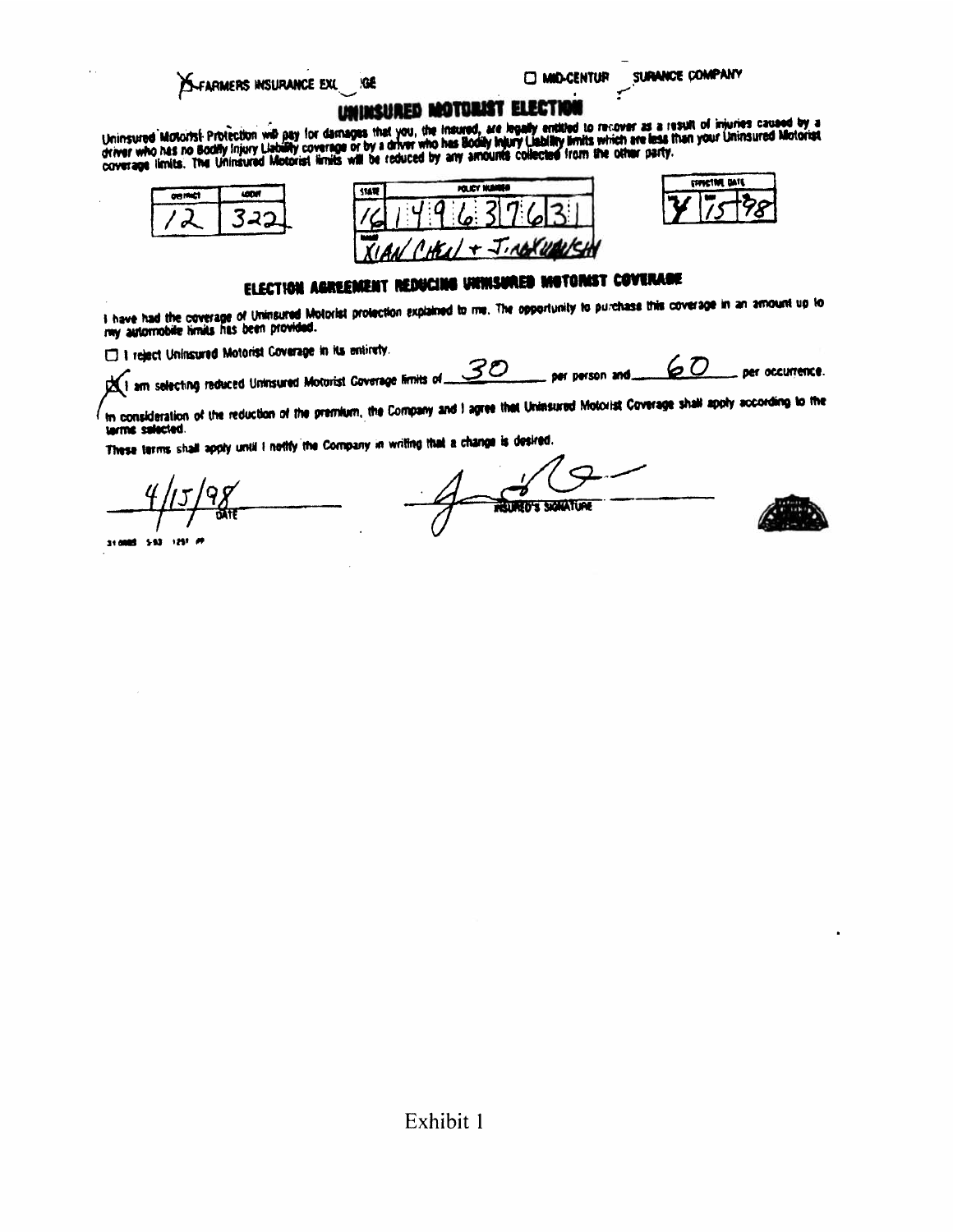☒ FARMERS INSURANCE EXCHANGE ☐ MID-CENTURY INSURANCE COMPANY

# UNINSURED MOTORIST ELECTION

Uninsured Motorist Protection will pay for damages that you, the insured, are legally entitled to recover as a result of injuries caused by a driver who has no Bodily Injury Liability coverage or by a driver who has Bodily Injury Liability limits which are less than your Uninsured Motorist coverage limits. The Uninsured Motorist limits will be reduced by any amounts collected from the other party.

| DISTRICT | AGENT |
|---|---|
| 12 | 322 |

| STATE | POLICY NUMBER |
|---|---|
| 16 | 149637631 |
| NAMED | XIAN CHEN + JINAXUANSHI |

| EFFECTIVE DATE | | |
|---|---|---|
| 4 | 15 | 98 |

## ELECTION AGREEMENT REDUCING UNINSURED MOTORIST COVERAGE

I have had the coverage of Uninsured Motorist protection explained to me. The opportunity to purchase this coverage in an amount up to my automobile limits has been provided.

☐ I reject Uninsured Motorist Coverage in its entirety.

☒ I am selecting reduced Uninsured Motorist Coverage limits of 30 per person and 60 per occurrence.

In consideration of the reduction of the premium, the Company and I agree that Uninsured Motorist Coverage shall apply according to the terms selected.

These terms shall apply until I notify the Company in writing that a change is desired.

4/15/98
DATE

[Signature]
INSURED'S SIGNATURE

31 0083 5-93 1251 PP

Exhibit 1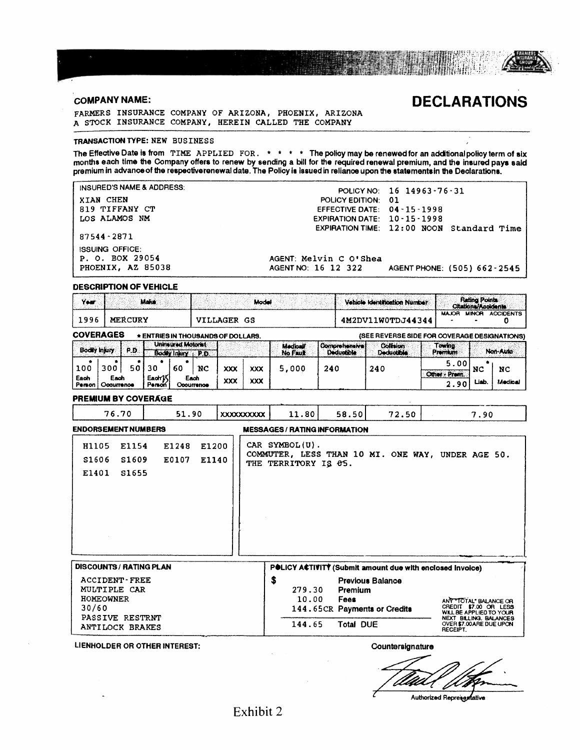**COMPANY NAME:**

# DECLARATIONS

FARMERS INSURANCE COMPANY OF ARIZONA, PHOENIX, ARIZONA
A STOCK INSURANCE COMPANY, HEREIN CALLED THE COMPANY

**TRANSACTION TYPE:** NEW BUSINESS

**The Effective Date is from** TIME APPLIED FOR. * * * * **The policy may be renewed for an additional policy term of six months each time the Company offers to renew by sending a bill for the required renewal premium, and the insured pays said premium in advance of the respective renewal date. The Policy is issued in reliance upon the statements in the Declarations.**

| | |
|---|---|
| INSURED'S NAME & ADDRESS: | POLICY NO: 16 14963-76-31 |
| XIAN CHEN | POLICY EDITION: 01 |
| 819 TIFFANY CT | EFFECTIVE DATE: 04-15-1998 |
| LOS ALAMOS NM | EXPIRATION DATE: 10-15-1998 |
| 87544-2871 | EXPIRATION TIME: 12:00 NOON Standard Time |
| ISSUING OFFICE: P. O. BOX 29054 PHOENIX, AZ 85038 | AGENT: Melvin C O'Shea AGENT NO: 16 12 322 AGENT PHONE: (505) 662-2545 |

**DESCRIPTION OF VEHICLE**

| Year | Make | Model | Vehicle Identification Number | Rating Points Citations/Accidents MAJOR | MINOR | ACCIDENTS |
|---|---|---|---|---|---|---|
| 1996 | MERCURY | VILLAGER GS | 4M2DV11W0TDJ44344 | - | - | 0 |

**COVERAGES** * ENTRIES IN THOUSANDS OF DOLLARS. (SEE REVERSE SIDE FOR COVERAGE DESIGNATIONS)

| Bodily Injury | | P.D. | Uninsured Motorist Bodily Injury | | Uninsured Motorist P.D. | | | Medical/ No Fault | Comprehensive Deductible | Collision Deductible | Towing Premium / Other - Prem. | Non-Auto Liab. | Non-Auto Medical |
|---|---|---|---|---|---|---|---|---|---|---|---|---|---|
| * 100 Each Person | * 300 Each Occurrence | * 50 | * 30 Each 15 Person | * 60 Each Occurrence | NC | XXX XXX | XXX XXX | 5,000 | 240 | 240 | 5.00 / 2.90 | * NC | NC |

**PREMIUM BY COVERAGE**

| | | | | | | |
|---|---|---|---|---|---|---|
| 76.70 | 51.90 | XXXXXXXXX | 11.80 | 58.50 | 72.50 | 7.90 |

**ENDORSEMENT NUMBERS**

H1105 E1154 E1248 E1200
S1606 S1609 E0107 E1140
E1401 S1655

**MESSAGES / RATING INFORMATION**

CAR SYMBOL(U).
COMMUTER, LESS THAN 10 MI. ONE WAY, UNDER AGE 50.
THE TERRITORY IS 05.

**DISCOUNTS / RATING PLAN**

ACCIDENT-FREE
MULTIPLE CAR
HOMEOWNER
30/60
PASSIVE RESTRNT
ANTILOCK BRAKES

**POLICY ACTIVITY (Submit amount due with enclosed invoice)**

| $ | |
|---|---|
| | Previous Balance |
| 279.30 | Premium |
| 10.00 | Fees |
| 144.65CR | Payments or Credits |
| 144.65 | Total DUE |

ANY "TOTAL" BALANCE OR CREDIT $7.00 OR LESS WILL BE APPLIED TO YOUR NEXT BILLING. BALANCES OVER $7.00 ARE DUE UPON RECEIPT.

**LIENHOLDER OR OTHER INTEREST:**

Countersignature

Authorized Representative

Exhibit 2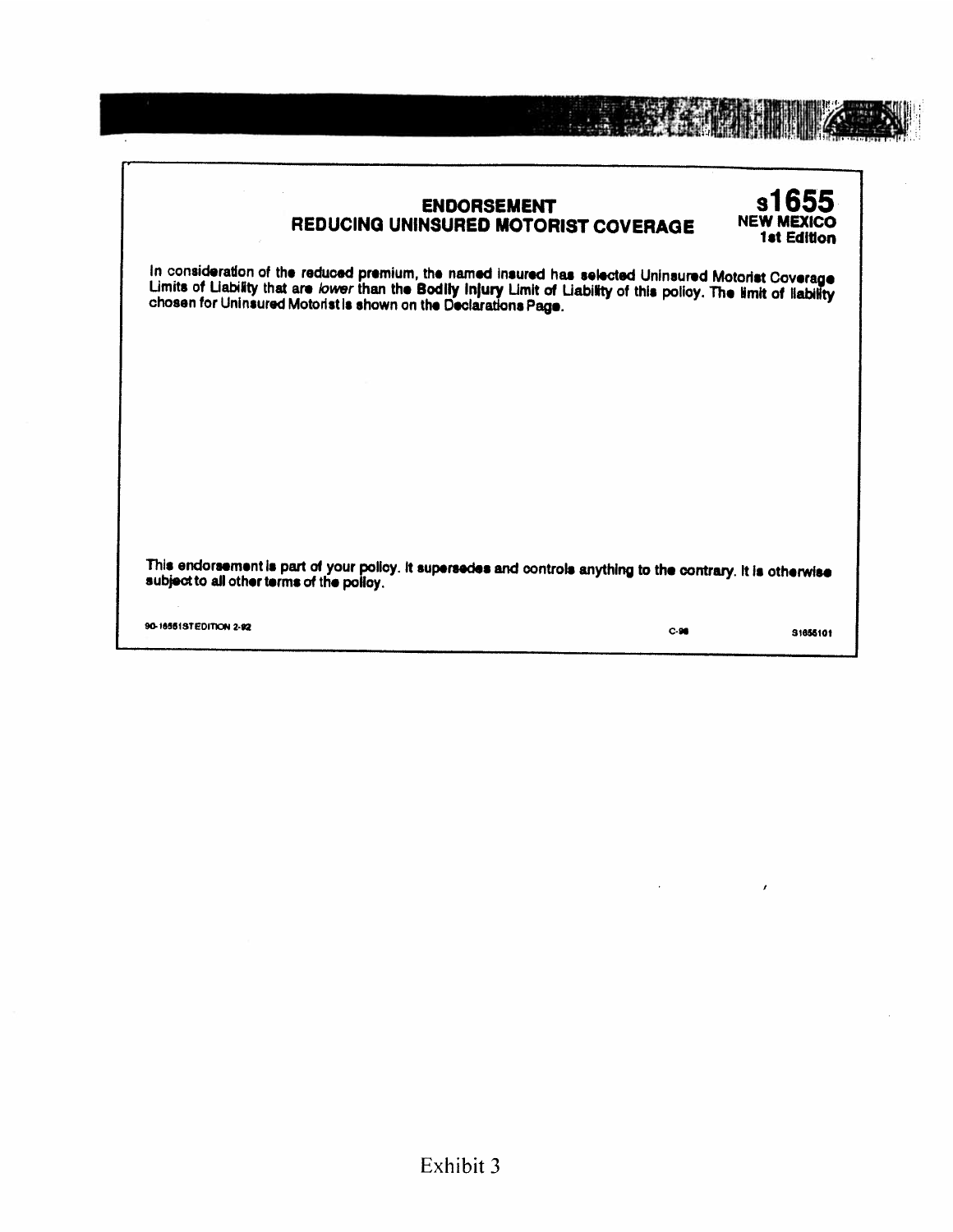## ENDORSEMENT
## REDUCING UNINSURED MOTORIST COVERAGE

**s1655**
**NEW MEXICO**
**1st Edition**

**In consideration of the reduced premium, the named insured has selected Uninsured Motorist Coverage Limits of Liability that are *lower* than the Bodily Injury Limit of Liability of this policy. The limit of liability chosen for Uninsured Motorist is shown on the Declarations Page.**

**This endorsement is part of your policy. It supersedes and controls anything to the contrary. It is otherwise subject to all other terms of the policy.**

90-16551ST EDITION 2-92 C-98 S1655101

Exhibit 3